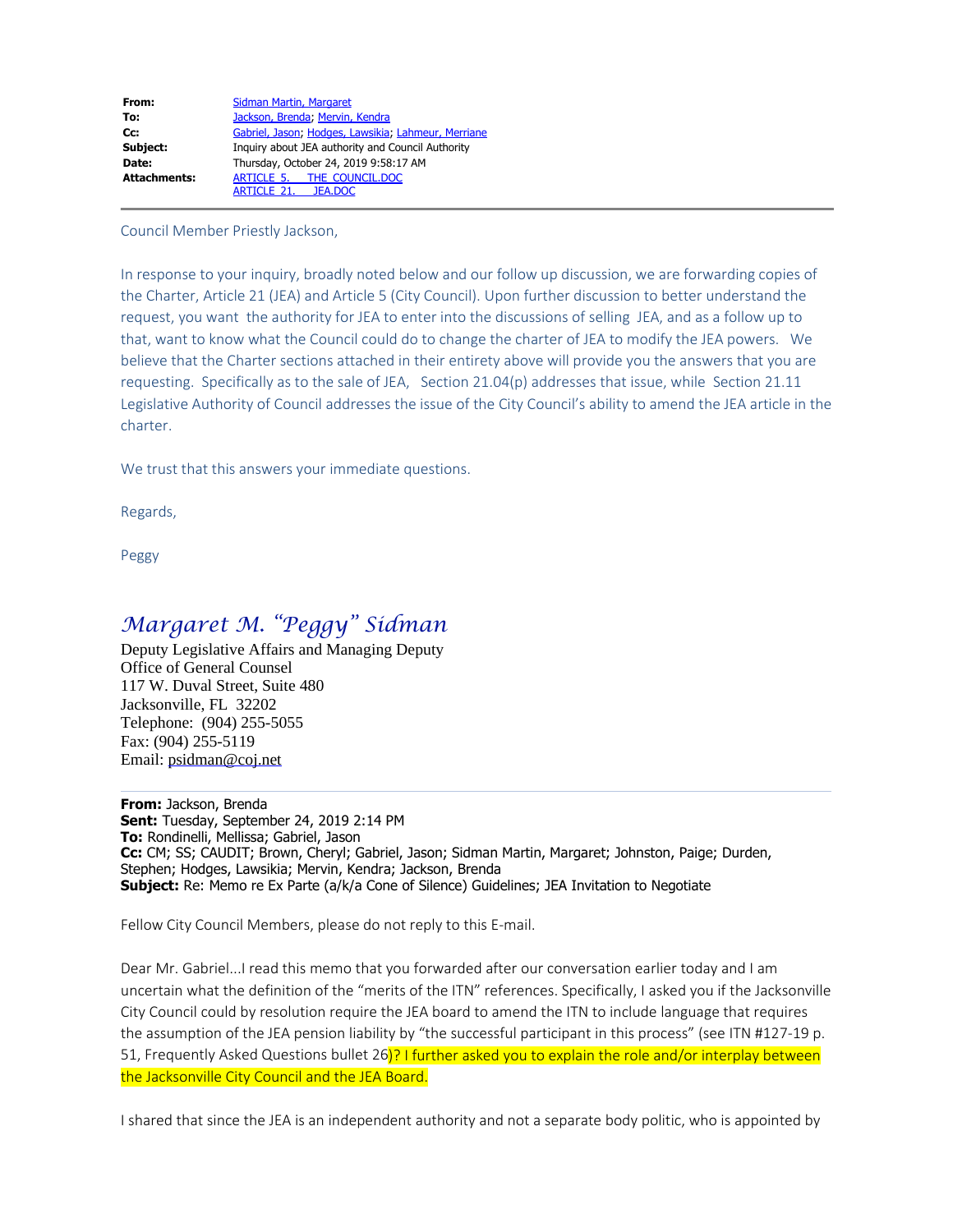| | |
|---|---|
| **From:** | Sidman Martin, Margaret |
| **To:** | Jackson, Brenda; Mervin, Kendra |
| **Cc:** | Gabriel, Jason; Hodges, Lawsikia; Lahmeur, Merriane |
| **Subject:** | Inquiry about JEA authority and Council Authority |
| **Date:** | Thursday, October 24, 2019 9:58:17 AM |
| **Attachments:** | ARTICLE 5. THE COUNCIL.DOC<br>ARTICLE 21. JEA.DOC |

Council Member Priestly Jackson,

In response to your inquiry, broadly noted below and our follow up discussion, we are forwarding copies of the Charter, Article 21 (JEA) and Article 5 (City Council). Upon further discussion to better understand the request, you want the authority for JEA to enter into the discussions of selling JEA, and as a follow up to that, want to know what the Council could do to change the charter of JEA to modify the JEA powers. We believe that the Charter sections attached in their entirety above will provide you the answers that you are requesting. Specifically as to the sale of JEA, Section 21.04(p) addresses that issue, while Section 21.11 Legislative Authority of Council addresses the issue of the City Council's ability to amend the JEA article in the charter.

We trust that this answers your immediate questions.

Regards,

Peggy

*Margaret M. "Peggy" Sidman*

Deputy Legislative Affairs and Managing Deputy
Office of General Counsel
117 W. Duval Street, Suite 480
Jacksonville, FL 32202
Telephone: (904) 255-5055
Fax: (904) 255-5119
Email: psidman@coj.net

---

**From:** Jackson, Brenda
**Sent:** Tuesday, September 24, 2019 2:14 PM
**To:** Rondinelli, Mellissa; Gabriel, Jason
**Cc:** CM; SS; CAUDIT; Brown, Cheryl; Gabriel, Jason; Sidman Martin, Margaret; Johnston, Paige; Durden, Stephen; Hodges, Lawsikia; Mervin, Kendra; Jackson, Brenda
**Subject:** Re: Memo re Ex Parte (a/k/a Cone of Silence) Guidelines; JEA Invitation to Negotiate

Fellow City Council Members, please do not reply to this E-mail.

Dear Mr. Gabriel...I read this memo that you forwarded after our conversation earlier today and I am uncertain what the definition of the "merits of the ITN" references. Specifically, I asked you if the Jacksonville City Council could by resolution require the JEA board to amend the ITN to include language that requires the assumption of the JEA pension liability by "the successful participant in this process" (see ITN #127-19 p. 51, Frequently Asked Questions bullet 26)? I further asked you to explain the role and/or interplay between the Jacksonville City Council and the JEA Board.

I shared that since the JEA is an independent authority and not a separate body politic, who is appointed by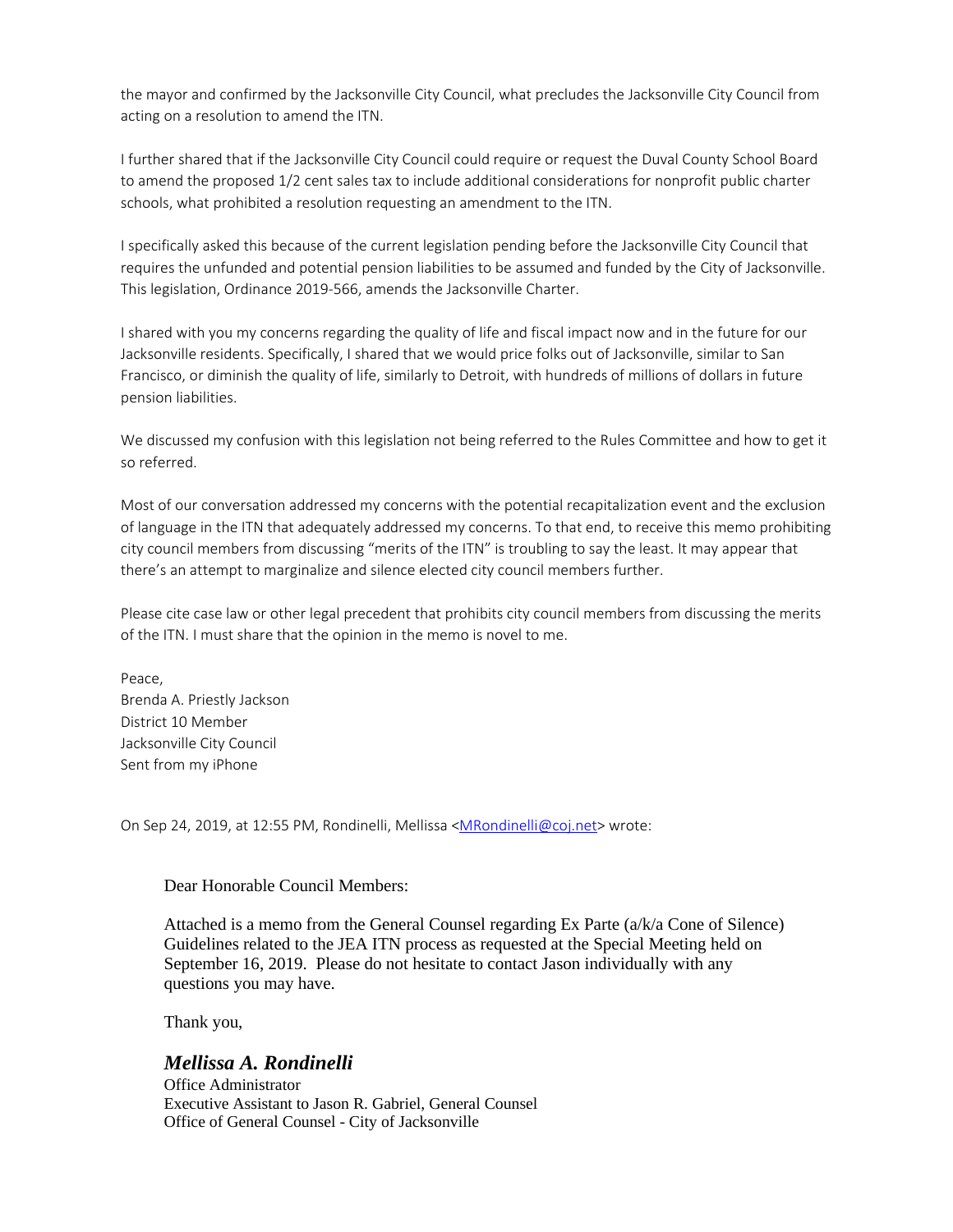the mayor and confirmed by the Jacksonville City Council, what precludes the Jacksonville City Council from acting on a resolution to amend the ITN.

I further shared that if the Jacksonville City Council could require or request the Duval County School Board to amend the proposed 1/2 cent sales tax to include additional considerations for nonprofit public charter schools, what prohibited a resolution requesting an amendment to the ITN.

I specifically asked this because of the current legislation pending before the Jacksonville City Council that requires the unfunded and potential pension liabilities to be assumed and funded by the City of Jacksonville. This legislation, Ordinance 2019-566, amends the Jacksonville Charter.

I shared with you my concerns regarding the quality of life and fiscal impact now and in the future for our Jacksonville residents. Specifically, I shared that we would price folks out of Jacksonville, similar to San Francisco, or diminish the quality of life, similarly to Detroit, with hundreds of millions of dollars in future pension liabilities.

We discussed my confusion with this legislation not being referred to the Rules Committee and how to get it so referred.

Most of our conversation addressed my concerns with the potential recapitalization event and the exclusion of language in the ITN that adequately addressed my concerns. To that end, to receive this memo prohibiting city council members from discussing "merits of the ITN" is troubling to say the least. It may appear that there's an attempt to marginalize and silence elected city council members further.

Please cite case law or other legal precedent that prohibits city council members from discussing the merits of the ITN. I must share that the opinion in the memo is novel to me.

Peace,
Brenda A. Priestly Jackson
District 10 Member
Jacksonville City Council
Sent from my iPhone

On Sep 24, 2019, at 12:55 PM, Rondinelli, Mellissa <MRondinelli@coj.net> wrote:

> Dear Honorable Council Members:
>
> Attached is a memo from the General Counsel regarding Ex Parte (a/k/a Cone of Silence) Guidelines related to the JEA ITN process as requested at the Special Meeting held on September 16, 2019. Please do not hesitate to contact Jason individually with any questions you may have.
>
> Thank you,
>
> ***Mellissa A. Rondinelli***
> Office Administrator
> Executive Assistant to Jason R. Gabriel, General Counsel
> Office of General Counsel - City of Jacksonville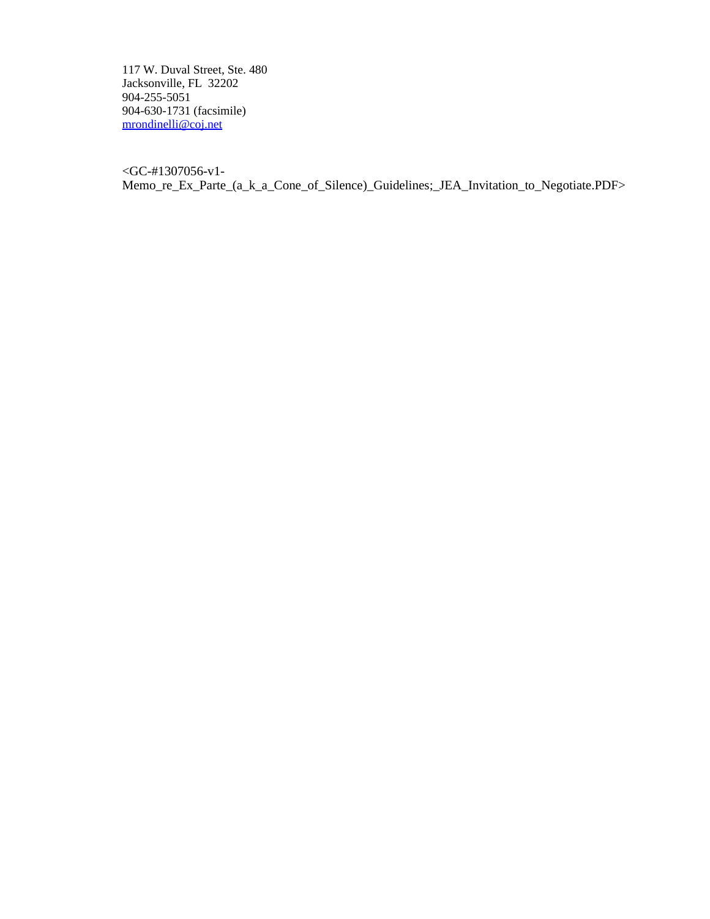117 W. Duval Street, Ste. 480
Jacksonville, FL 32202
904-255-5051
904-630-1731 (facsimile)
mrondinelli@coj.net

<GC-#1307056-v1-Memo_re_Ex_Parte_(a_k_a_Cone_of_Silence)_Guidelines;_JEA_Invitation_to_Negotiate.PDF>